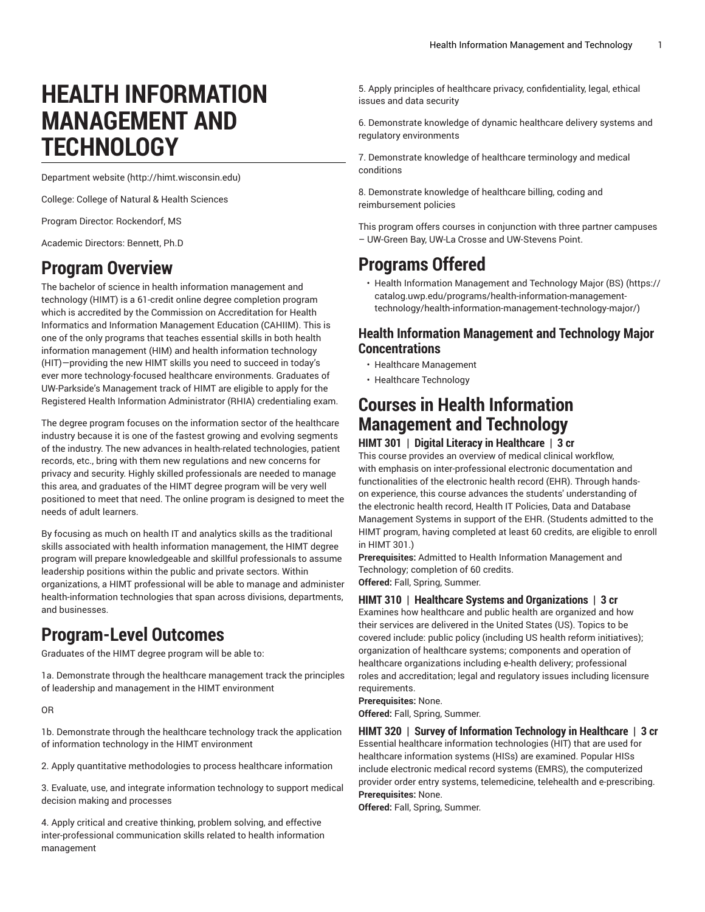# HEALTH INFORMATION MANAGEMENT AND TECHNOLOGY

Department website (http://himt.wisconsin.edu)

College: College of Natural & Health Sciences

Program Director: Rockendorf, MS

Academic Directors: Bennett, Ph.D

## Program Overview

The bachelor of science in health information management and technology (HIMT) is a 61-credit online degree completion program which is accredited by the Commission on Accreditation for Health Informatics and Information Management Education (CAHIIM). This is one of the only programs that teaches essential skills in both health information management (HIM) and health information technology (HIT)—providing the new HIMT skills you need to succeed in today's ever more technology-focused healthcare environments. Graduates of UW-Parkside's Management track of HIMT are eligible to apply for the Registered Health Information Administrator (RHIA) credentialing exam.

The degree program focuses on the information sector of the healthcare industry because it is one of the fastest growing and evolving segments of the industry. The new advances in health-related technologies, patient records, etc., bring with them new regulations and new concerns for privacy and security. Highly skilled professionals are needed to manage this area, and graduates of the HIMT degree program will be very well positioned to meet that need. The online program is designed to meet the needs of adult learners.

By focusing as much on health IT and analytics skills as the traditional skills associated with health information management, the HIMT degree program will prepare knowledgeable and skillful professionals to assume leadership positions within the public and private sectors. Within organizations, a HIMT professional will be able to manage and administer health-information technologies that span across divisions, departments, and businesses.

## Program-Level Outcomes

Graduates of the HIMT degree program will be able to:

1a. Demonstrate through the healthcare management track the principles of leadership and management in the HIMT environment

OR

1b. Demonstrate through the healthcare technology track the application of information technology in the HIMT environment

2. Apply quantitative methodologies to process healthcare information

3. Evaluate, use, and integrate information technology to support medical decision making and processes

4. Apply critical and creative thinking, problem solving, and effective inter-professional communication skills related to health information management

5. Apply principles of healthcare privacy, confidentiality, legal, ethical issues and data security

6. Demonstrate knowledge of dynamic healthcare delivery systems and regulatory environments

7. Demonstrate knowledge of healthcare terminology and medical conditions

8. Demonstrate knowledge of healthcare billing, coding and reimbursement policies

This program offers courses in conjunction with three partner campuses – UW-Green Bay, UW-La Crosse and UW-Stevens Point.

## Programs Offered

- Health Information Management and Technology Major (BS) (https://catalog.uwp.edu/programs/health-information-management-technology/health-information-management-technology-major/)

### Health Information Management and Technology Major Concentrations

- Healthcare Management
- Healthcare Technology

## Courses in Health Information Management and Technology

### HIMT 301 | Digital Literacy in Healthcare | 3 cr

This course provides an overview of medical clinical workflow, with emphasis on inter-professional electronic documentation and functionalities of the electronic health record (EHR). Through hands-on experience, this course advances the students' understanding of the electronic health record, Health IT Policies, Data and Database Management Systems in support of the EHR. (Students admitted to the HIMT program, having completed at least 60 credits, are eligible to enroll in HIMT 301.)

**Prerequisites:** Admitted to Health Information Management and Technology; completion of 60 credits.

**Offered:** Fall, Spring, Summer.

### HIMT 310 | Healthcare Systems and Organizations | 3 cr

Examines how healthcare and public health are organized and how their services are delivered in the United States (US). Topics to be covered include: public policy (including US health reform initiatives); organization of healthcare systems; components and operation of healthcare organizations including e-health delivery; professional roles and accreditation; legal and regulatory issues including licensure requirements.

**Prerequisites:** None.

**Offered:** Fall, Spring, Summer.

### HIMT 320 | Survey of Information Technology in Healthcare | 3 cr

Essential healthcare information technologies (HIT) that are used for healthcare information systems (HISs) are examined. Popular HISs include electronic medical record systems (EMRS), the computerized provider order entry systems, telemedicine, telehealth and e-prescribing.

**Prerequisites:** None.

**Offered:** Fall, Spring, Summer.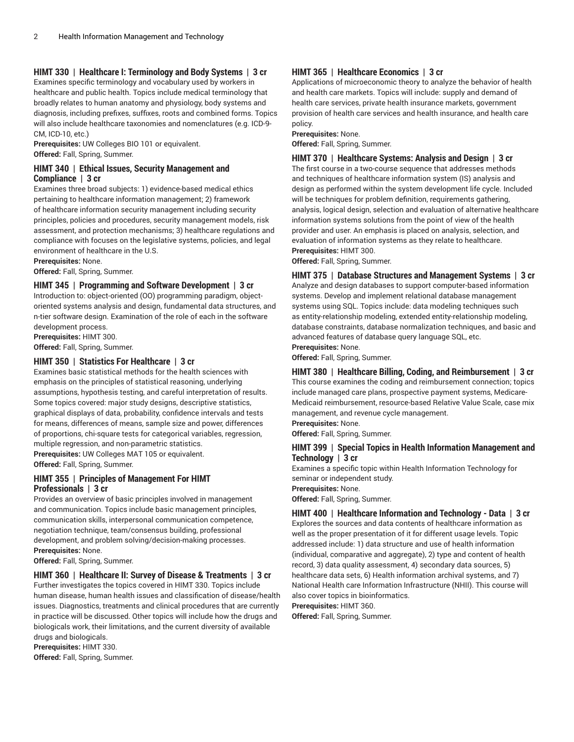### HIMT 330 | Healthcare I: Terminology and Body Systems | 3 cr

Examines specific terminology and vocabulary used by workers in healthcare and public health. Topics include medical terminology that broadly relates to human anatomy and physiology, body systems and diagnosis, including prefixes, suffixes, roots and combined forms. Topics will also include healthcare taxonomies and nomenclatures (e.g. ICD-9-CM, ICD-10, etc.)

**Prerequisites:** UW Colleges BIO 101 or equivalent.
**Offered:** Fall, Spring, Summer.

### HIMT 340 | Ethical Issues, Security Management and Compliance | 3 cr

Examines three broad subjects: 1) evidence-based medical ethics pertaining to healthcare information management; 2) framework of healthcare information security management including security principles, policies and procedures, security management models, risk assessment, and protection mechanisms; 3) healthcare regulations and compliance with focuses on the legislative systems, policies, and legal environment of healthcare in the U.S.

**Prerequisites:** None.
**Offered:** Fall, Spring, Summer.

### HIMT 345 | Programming and Software Development | 3 cr

Introduction to: object-oriented (OO) programming paradigm, object-oriented systems analysis and design, fundamental data structures, and n-tier software design. Examination of the role of each in the software development process.

**Prerequisites:** HIMT 300.
**Offered:** Fall, Spring, Summer.

### HIMT 350 | Statistics For Healthcare | 3 cr

Examines basic statistical methods for the health sciences with emphasis on the principles of statistical reasoning, underlying assumptions, hypothesis testing, and careful interpretation of results. Some topics covered: major study designs, descriptive statistics, graphical displays of data, probability, confidence intervals and tests for means, differences of means, sample size and power, differences of proportions, chi-square tests for categorical variables, regression, multiple regression, and non-parametric statistics.

**Prerequisites:** UW Colleges MAT 105 or equivalent.
**Offered:** Fall, Spring, Summer.

### HIMT 355 | Principles of Management For HIMT Professionals | 3 cr

Provides an overview of basic principles involved in management and communication. Topics include basic management principles, communication skills, interpersonal communication competence, negotiation technique, team/consensus building, professional development, and problem solving/decision-making processes.

**Prerequisites:** None.
**Offered:** Fall, Spring, Summer.

### HIMT 360 | Healthcare II: Survey of Disease & Treatments | 3 cr

Further investigates the topics covered in HIMT 330. Topics include human disease, human health issues and classification of disease/health issues. Diagnostics, treatments and clinical procedures that are currently in practice will be discussed. Other topics will include how the drugs and biologicals work, their limitations, and the current diversity of available drugs and biologicals.

**Prerequisites:** HIMT 330.
**Offered:** Fall, Spring, Summer.

### HIMT 365 | Healthcare Economics | 3 cr

Applications of microeconomic theory to analyze the behavior of health and health care markets. Topics will include: supply and demand of health care services, private health insurance markets, government provision of health care services and health insurance, and health care policy.

**Prerequisites:** None.
**Offered:** Fall, Spring, Summer.

### HIMT 370 | Healthcare Systems: Analysis and Design | 3 cr

The first course in a two-course sequence that addresses methods and techniques of healthcare information system (IS) analysis and design as performed within the system development life cycle. Included will be techniques for problem definition, requirements gathering, analysis, logical design, selection and evaluation of alternative healthcare information systems solutions from the point of view of the health provider and user. An emphasis is placed on analysis, selection, and evaluation of information systems as they relate to healthcare.

**Prerequisites:** HIMT 300.
**Offered:** Fall, Spring, Summer.

### HIMT 375 | Database Structures and Management Systems | 3 cr

Analyze and design databases to support computer-based information systems. Develop and implement relational database management systems using SQL. Topics include: data modeling techniques such as entity-relationship modeling, extended entity-relationship modeling, database constraints, database normalization techniques, and basic and advanced features of database query language SQL, etc.

**Prerequisites:** None.
**Offered:** Fall, Spring, Summer.

### HIMT 380 | Healthcare Billing, Coding, and Reimbursement | 3 cr

This course examines the coding and reimbursement connection; topics include managed care plans, prospective payment systems, Medicare-Medicaid reimbursement, resource-based Relative Value Scale, case mix management, and revenue cycle management.

**Prerequisites:** None.
**Offered:** Fall, Spring, Summer.

### HIMT 399 | Special Topics in Health Information Management and Technology | 3 cr

Examines a specific topic within Health Information Technology for seminar or independent study.

**Prerequisites:** None.
**Offered:** Fall, Spring, Summer.

### HIMT 400 | Healthcare Information and Technology - Data | 3 cr

Explores the sources and data contents of healthcare information as well as the proper presentation of it for different usage levels. Topic addressed include: 1) data structure and use of health information (individual, comparative and aggregate), 2) type and content of health record, 3) data quality assessment, 4) secondary data sources, 5) healthcare data sets, 6) Health information archival systems, and 7) National Health care Information Infrastructure (NHII). This course will also cover topics in bioinformatics.

**Prerequisites:** HIMT 360.
**Offered:** Fall, Spring, Summer.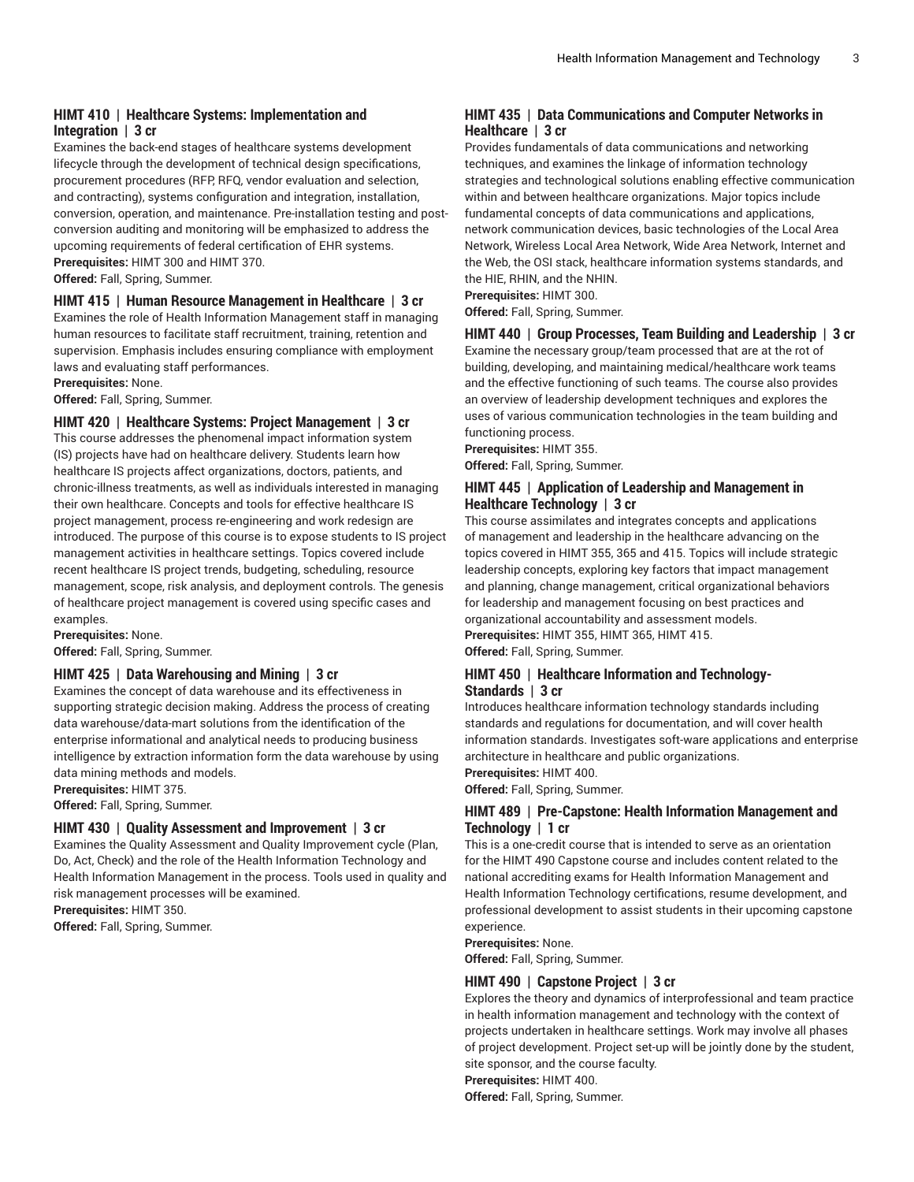#### HIMT 410 | Healthcare Systems: Implementation and Integration | 3 cr

Examines the back-end stages of healthcare systems development lifecycle through the development of technical design specifications, procurement procedures (RFP, RFQ, vendor evaluation and selection, and contracting), systems configuration and integration, installation, conversion, operation, and maintenance. Pre-installation testing and post-conversion auditing and monitoring will be emphasized to address the upcoming requirements of federal certification of EHR systems.

**Prerequisites:** HIMT 300 and HIMT 370.

**Offered:** Fall, Spring, Summer.

#### HIMT 415 | Human Resource Management in Healthcare | 3 cr

Examines the role of Health Information Management staff in managing human resources to facilitate staff recruitment, training, retention and supervision. Emphasis includes ensuring compliance with employment laws and evaluating staff performances.

**Prerequisites:** None.

**Offered:** Fall, Spring, Summer.

#### HIMT 420 | Healthcare Systems: Project Management | 3 cr

This course addresses the phenomenal impact information system (IS) projects have had on healthcare delivery. Students learn how healthcare IS projects affect organizations, doctors, patients, and chronic-illness treatments, as well as individuals interested in managing their own healthcare. Concepts and tools for effective healthcare IS project management, process re-engineering and work redesign are introduced. The purpose of this course is to expose students to IS project management activities in healthcare settings. Topics covered include recent healthcare IS project trends, budgeting, scheduling, resource management, scope, risk analysis, and deployment controls. The genesis of healthcare project management is covered using specific cases and examples.

**Prerequisites:** None.

**Offered:** Fall, Spring, Summer.

#### HIMT 425 | Data Warehousing and Mining | 3 cr

Examines the concept of data warehouse and its effectiveness in supporting strategic decision making. Address the process of creating data warehouse/data-mart solutions from the identification of the enterprise informational and analytical needs to producing business intelligence by extraction information form the data warehouse by using data mining methods and models.

**Prerequisites:** HIMT 375.

**Offered:** Fall, Spring, Summer.

#### HIMT 430 | Quality Assessment and Improvement | 3 cr

Examines the Quality Assessment and Quality Improvement cycle (Plan, Do, Act, Check) and the role of the Health Information Technology and Health Information Management in the process. Tools used in quality and risk management processes will be examined.

**Prerequisites:** HIMT 350.

**Offered:** Fall, Spring, Summer.

#### HIMT 435 | Data Communications and Computer Networks in Healthcare | 3 cr

Provides fundamentals of data communications and networking techniques, and examines the linkage of information technology strategies and technological solutions enabling effective communication within and between healthcare organizations. Major topics include fundamental concepts of data communications and applications, network communication devices, basic technologies of the Local Area Network, Wireless Local Area Network, Wide Area Network, Internet and the Web, the OSI stack, healthcare information systems standards, and the HIE, RHIN, and the NHIN.

**Prerequisites:** HIMT 300.

**Offered:** Fall, Spring, Summer.

#### HIMT 440 | Group Processes, Team Building and Leadership | 3 cr

Examine the necessary group/team processed that are at the rot of building, developing, and maintaining medical/healthcare work teams and the effective functioning of such teams. The course also provides an overview of leadership development techniques and explores the uses of various communication technologies in the team building and functioning process.

**Prerequisites:** HIMT 355.

**Offered:** Fall, Spring, Summer.

#### HIMT 445 | Application of Leadership and Management in Healthcare Technology | 3 cr

This course assimilates and integrates concepts and applications of management and leadership in the healthcare advancing on the topics covered in HIMT 355, 365 and 415. Topics will include strategic leadership concepts, exploring key factors that impact management and planning, change management, critical organizational behaviors for leadership and management focusing on best practices and organizational accountability and assessment models.

**Prerequisites:** HIMT 355, HIMT 365, HIMT 415.

**Offered:** Fall, Spring, Summer.

#### HIMT 450 | Healthcare Information and Technology-Standards | 3 cr

Introduces healthcare information technology standards including standards and regulations for documentation, and will cover health information standards. Investigates soft-ware applications and enterprise architecture in healthcare and public organizations.

**Prerequisites:** HIMT 400.

**Offered:** Fall, Spring, Summer.

#### HIMT 489 | Pre-Capstone: Health Information Management and Technology | 1 cr

This is a one-credit course that is intended to serve as an orientation for the HIMT 490 Capstone course and includes content related to the national accrediting exams for Health Information Management and Health Information Technology certifications, resume development, and professional development to assist students in their upcoming capstone experience.

**Prerequisites:** None.

**Offered:** Fall, Spring, Summer.

#### HIMT 490 | Capstone Project | 3 cr

Explores the theory and dynamics of interprofessional and team practice in health information management and technology with the context of projects undertaken in healthcare settings. Work may involve all phases of project development. Project set-up will be jointly done by the student, site sponsor, and the course faculty.

**Prerequisites:** HIMT 400.

**Offered:** Fall, Spring, Summer.